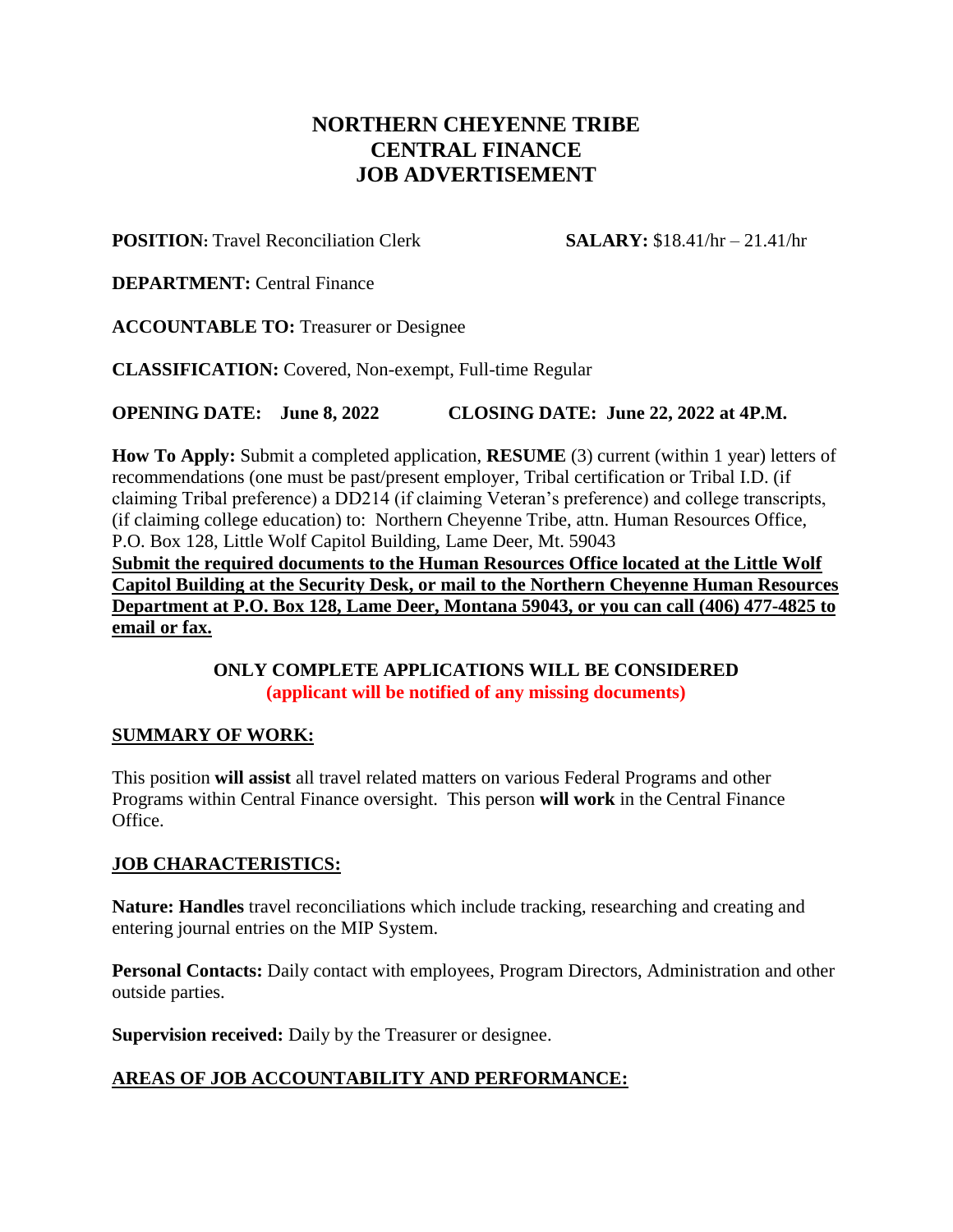# NORTHERN CHEYENNE TRIBE
# CENTRAL FINANCE
# JOB ADVERTISEMENT

**POSITION:** Travel Reconciliation Clerk **SALARY:** $18.41/hr – 21.41/hr

**DEPARTMENT:** Central Finance

**ACCOUNTABLE TO:** Treasurer or Designee

**CLASSIFICATION:** Covered, Non-exempt, Full-time Regular

**OPENING DATE: June 8, 2022 CLOSING DATE: June 22, 2022 at 4P.M.**

**How To Apply:** Submit a completed application, **RESUME** (3) current (within 1 year) letters of recommendations (one must be past/present employer, Tribal certification or Tribal I.D. (if claiming Tribal preference) a DD214 (if claiming Veteran's preference) and college transcripts, (if claiming college education) to: Northern Cheyenne Tribe, attn. Human Resources Office, P.O. Box 128, Little Wolf Capitol Building, Lame Deer, Mt. 59043
**Submit the required documents to the Human Resources Office located at the Little Wolf Capitol Building at the Security Desk, or mail to the Northern Cheyenne Human Resources Department at P.O. Box 128, Lame Deer, Montana 59043, or you can call (406) 477-4825 to email or fax.**

**ONLY COMPLETE APPLICATIONS WILL BE CONSIDERED**
**(applicant will be notified of any missing documents)**

## SUMMARY OF WORK:

This position **will assist** all travel related matters on various Federal Programs and other Programs within Central Finance oversight. This person **will work** in the Central Finance Office.

## JOB CHARACTERISTICS:

**Nature: Handles** travel reconciliations which include tracking, researching and creating and entering journal entries on the MIP System.

**Personal Contacts:** Daily contact with employees, Program Directors, Administration and other outside parties.

**Supervision received:** Daily by the Treasurer or designee.

## AREAS OF JOB ACCOUNTABILITY AND PERFORMANCE: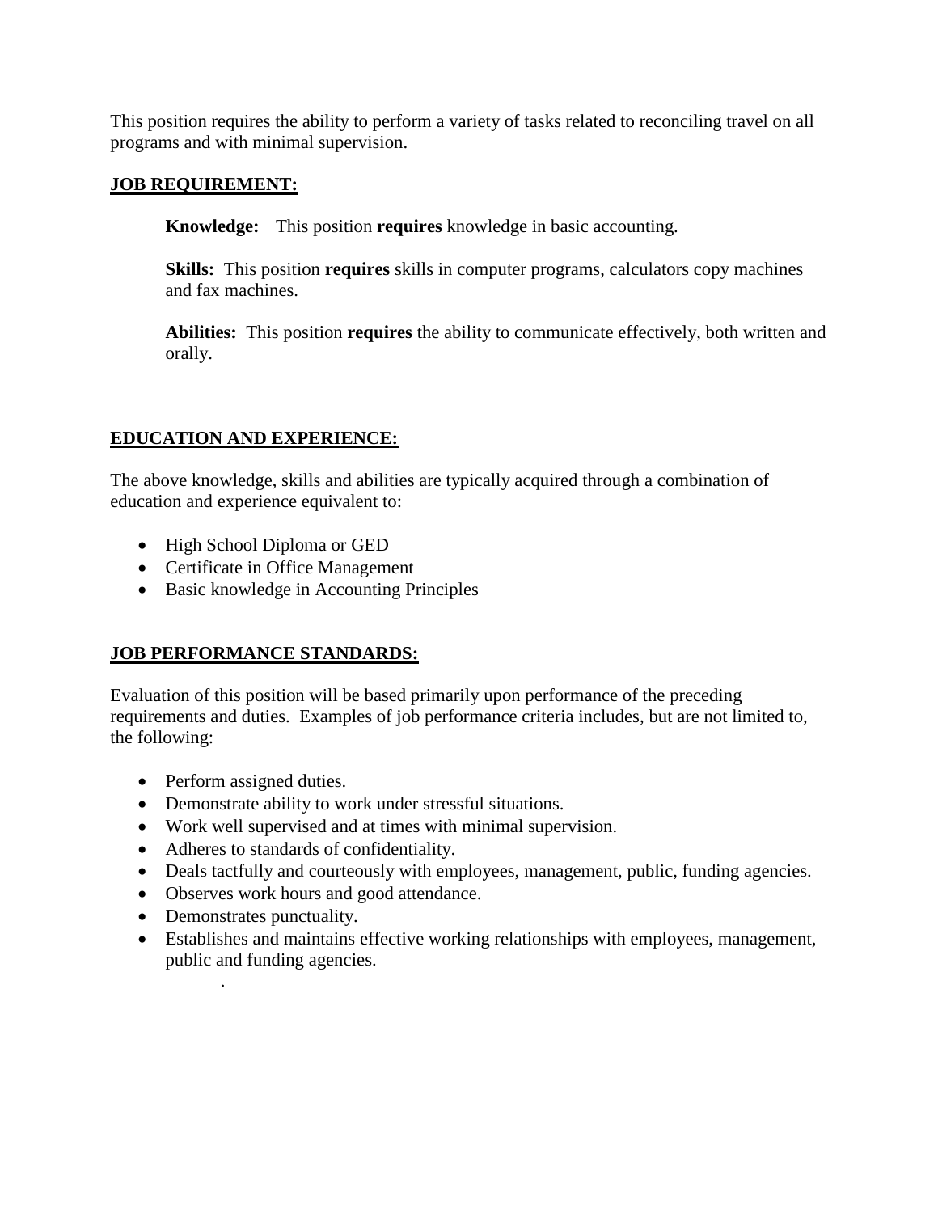This position requires the ability to perform a variety of tasks related to reconciling travel on all programs and with minimal supervision.

## JOB REQUIREMENT:

**Knowledge:** This position **requires** knowledge in basic accounting.

**Skills:** This position **requires** skills in computer programs, calculators copy machines and fax machines.

**Abilities:** This position **requires** the ability to communicate effectively, both written and orally.

## EDUCATION AND EXPERIENCE:

The above knowledge, skills and abilities are typically acquired through a combination of education and experience equivalent to:

- High School Diploma or GED
- Certificate in Office Management
- Basic knowledge in Accounting Principles

## JOB PERFORMANCE STANDARDS:

Evaluation of this position will be based primarily upon performance of the preceding requirements and duties. Examples of job performance criteria includes, but are not limited to, the following:

- Perform assigned duties.
- Demonstrate ability to work under stressful situations.
- Work well supervised and at times with minimal supervision.
- Adheres to standards of confidentiality.
- Deals tactfully and courteously with employees, management, public, funding agencies.
- Observes work hours and good attendance.
- Demonstrates punctuality.
- Establishes and maintains effective working relationships with employees, management, public and funding agencies.

.